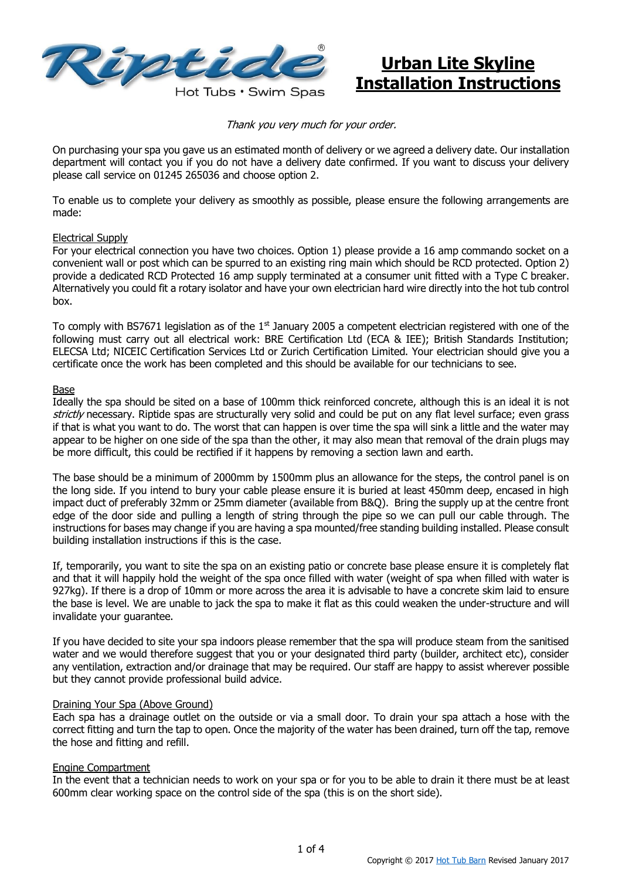# Urban Lite Skyline Installation Instructions

*Thank you very much for your order.*

On purchasing your spa you gave us an estimated month of delivery or we agreed a delivery date. Our installation department will contact you if you do not have a delivery date confirmed. If you want to discuss your delivery please call service on 01245 265036 and choose option 2.

To enable us to complete your delivery as smoothly as possible, please ensure the following arrangements are made:

## Electrical Supply

For your electrical connection you have two choices. Option 1) please provide a 16 amp commando socket on a convenient wall or post which can be spurred to an existing ring main which should be RCD protected. Option 2) provide a dedicated RCD Protected 16 amp supply terminated at a consumer unit fitted with a Type C breaker. Alternatively you could fit a rotary isolator and have your own electrician hard wire directly into the hot tub control box.

To comply with BS7671 legislation as of the 1st January 2005 a competent electrician registered with one of the following must carry out all electrical work: BRE Certification Ltd (ECA & IEE); British Standards Institution; ELECSA Ltd; NICEIC Certification Services Ltd or Zurich Certification Limited. Your electrician should give you a certificate once the work has been completed and this should be available for our technicians to see.

## Base

Ideally the spa should be sited on a base of 100mm thick reinforced concrete, although this is an ideal it is not *strictly* necessary. Riptide spas are structurally very solid and could be put on any flat level surface; even grass if that is what you want to do. The worst that can happen is over time the spa will sink a little and the water may appear to be higher on one side of the spa than the other, it may also mean that removal of the drain plugs may be more difficult, this could be rectified if it happens by removing a section lawn and earth.

The base should be a minimum of 2000mm by 1500mm plus an allowance for the steps, the control panel is on the long side. If you intend to bury your cable please ensure it is buried at least 450mm deep, encased in high impact duct of preferably 32mm or 25mm diameter (available from B&Q). Bring the supply up at the centre front edge of the door side and pulling a length of string through the pipe so we can pull our cable through. The instructions for bases may change if you are having a spa mounted/free standing building installed. Please consult building installation instructions if this is the case.

If, temporarily, you want to site the spa on an existing patio or concrete base please ensure it is completely flat and that it will happily hold the weight of the spa once filled with water (weight of spa when filled with water is 927kg). If there is a drop of 10mm or more across the area it is advisable to have a concrete skim laid to ensure the base is level. We are unable to jack the spa to make it flat as this could weaken the under-structure and will invalidate your guarantee.

If you have decided to site your spa indoors please remember that the spa will produce steam from the sanitised water and we would therefore suggest that you or your designated third party (builder, architect etc), consider any ventilation, extraction and/or drainage that may be required. Our staff are happy to assist wherever possible but they cannot provide professional build advice.

## Draining Your Spa (Above Ground)

Each spa has a drainage outlet on the outside or via a small door. To drain your spa attach a hose with the correct fitting and turn the tap to open. Once the majority of the water has been drained, turn off the tap, remove the hose and fitting and refill.

## Engine Compartment

In the event that a technician needs to work on your spa or for you to be able to drain it there must be at least 600mm clear working space on the control side of the spa (this is on the short side).

Copyright © 2017 Hot Tub Barn Revised January 2017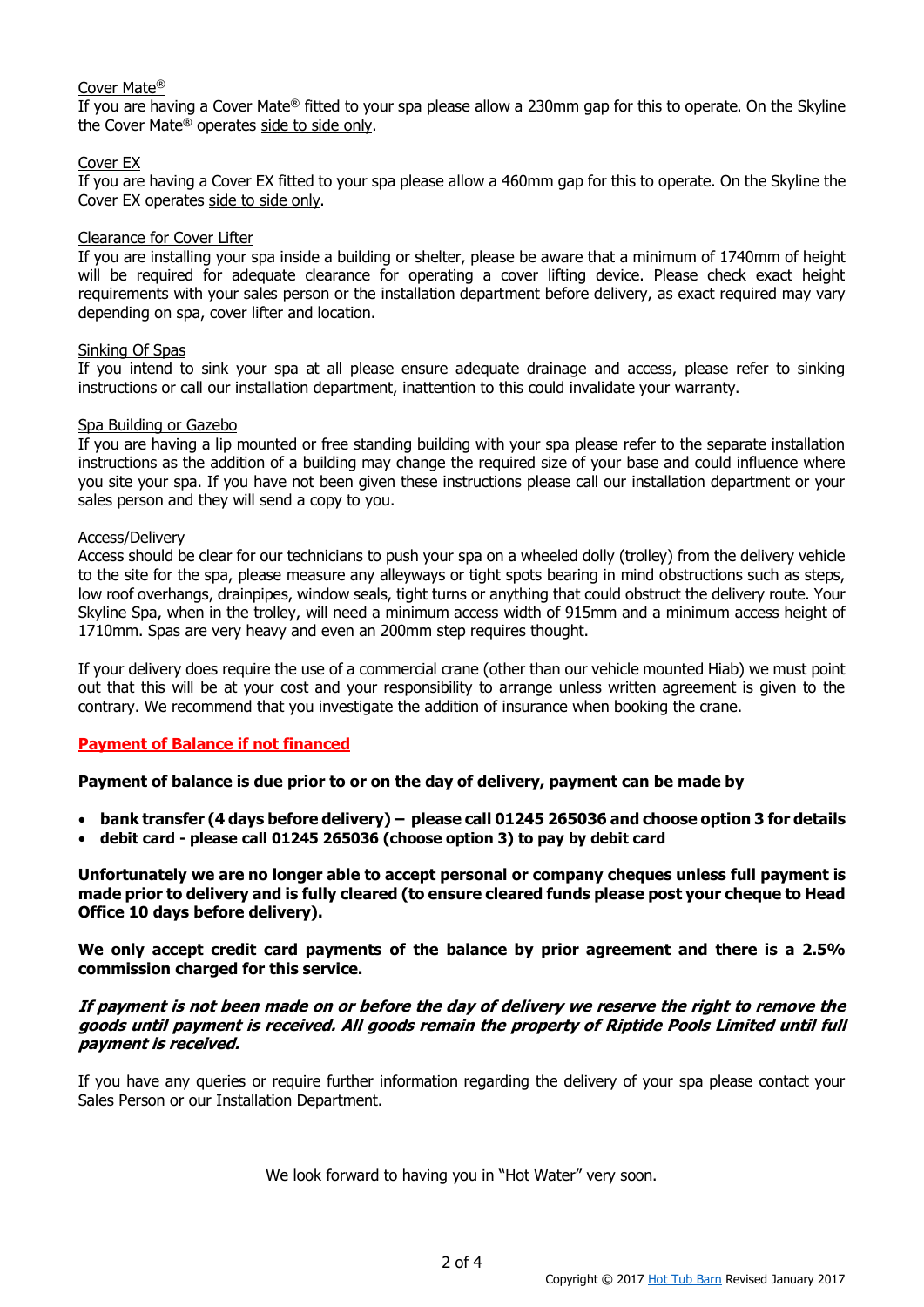Cover Mate®

If you are having a Cover Mate® fitted to your spa please allow a 230mm gap for this to operate. On the Skyline the Cover Mate® operates side to side only.

Cover EX

If you are having a Cover EX fitted to your spa please allow a 460mm gap for this to operate. On the Skyline the Cover EX operates side to side only.

Clearance for Cover Lifter

If you are installing your spa inside a building or shelter, please be aware that a minimum of 1740mm of height will be required for adequate clearance for operating a cover lifting device. Please check exact height requirements with your sales person or the installation department before delivery, as exact required may vary depending on spa, cover lifter and location.

Sinking Of Spas

If you intend to sink your spa at all please ensure adequate drainage and access, please refer to sinking instructions or call our installation department, inattention to this could invalidate your warranty.

Spa Building or Gazebo

If you are having a lip mounted or free standing building with your spa please refer to the separate installation instructions as the addition of a building may change the required size of your base and could influence where you site your spa. If you have not been given these instructions please call our installation department or your sales person and they will send a copy to you.

Access/Delivery

Access should be clear for our technicians to push your spa on a wheeled dolly (trolley) from the delivery vehicle to the site for the spa, please measure any alleyways or tight spots bearing in mind obstructions such as steps, low roof overhangs, drainpipes, window seals, tight turns or anything that could obstruct the delivery route. Your Skyline Spa, when in the trolley, will need a minimum access width of 915mm and a minimum access height of 1710mm. Spas are very heavy and even an 200mm step requires thought.

If your delivery does require the use of a commercial crane (other than our vehicle mounted Hiab) we must point out that this will be at your cost and your responsibility to arrange unless written agreement is given to the contrary. We recommend that you investigate the addition of insurance when booking the crane.

**Payment of Balance if not financed**

**Payment of balance is due prior to or on the day of delivery, payment can be made by**

- **bank transfer (4 days before delivery) – please call 01245 265036 and choose option 3 for details**
- **debit card - please call 01245 265036 (choose option 3) to pay by debit card**

**Unfortunately we are no longer able to accept personal or company cheques unless full payment is made prior to delivery and is fully cleared (to ensure cleared funds please post your cheque to Head Office 10 days before delivery).**

**We only accept credit card payments of the balance by prior agreement and there is a 2.5% commission charged for this service.**

***If payment is not been made on or before the day of delivery we reserve the right to remove the goods until payment is received. All goods remain the property of Riptide Pools Limited until full payment is received.***

If you have any queries or require further information regarding the delivery of your spa please contact your Sales Person or our Installation Department.

We look forward to having you in "Hot Water" very soon.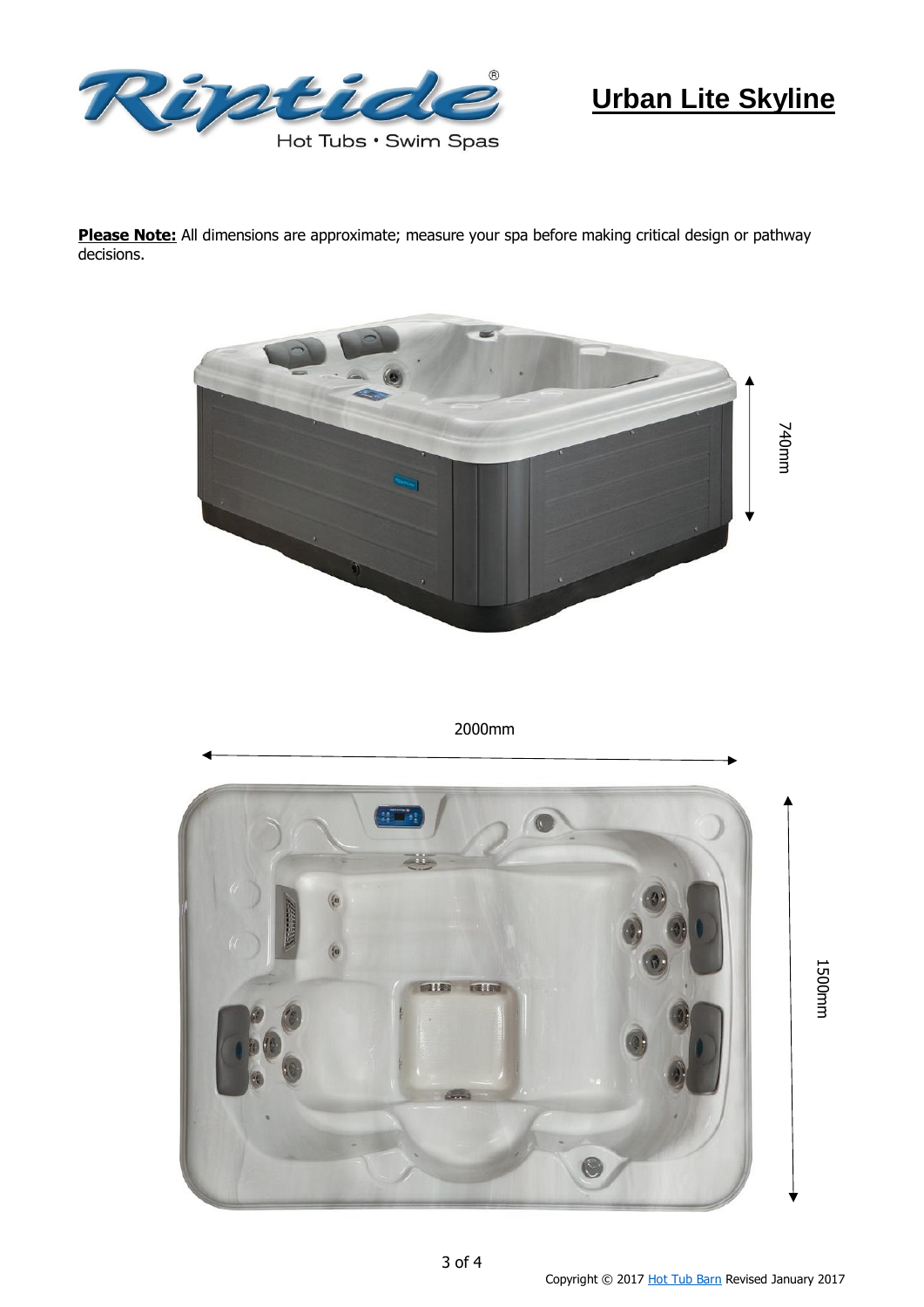# Urban Lite Skyline

**Please Note:** All dimensions are approximate; measure your spa before making critical design or pathway decisions.

740mm

2000mm

1500mm

Copyright © 2017 Hot Tub Barn Revised January 2017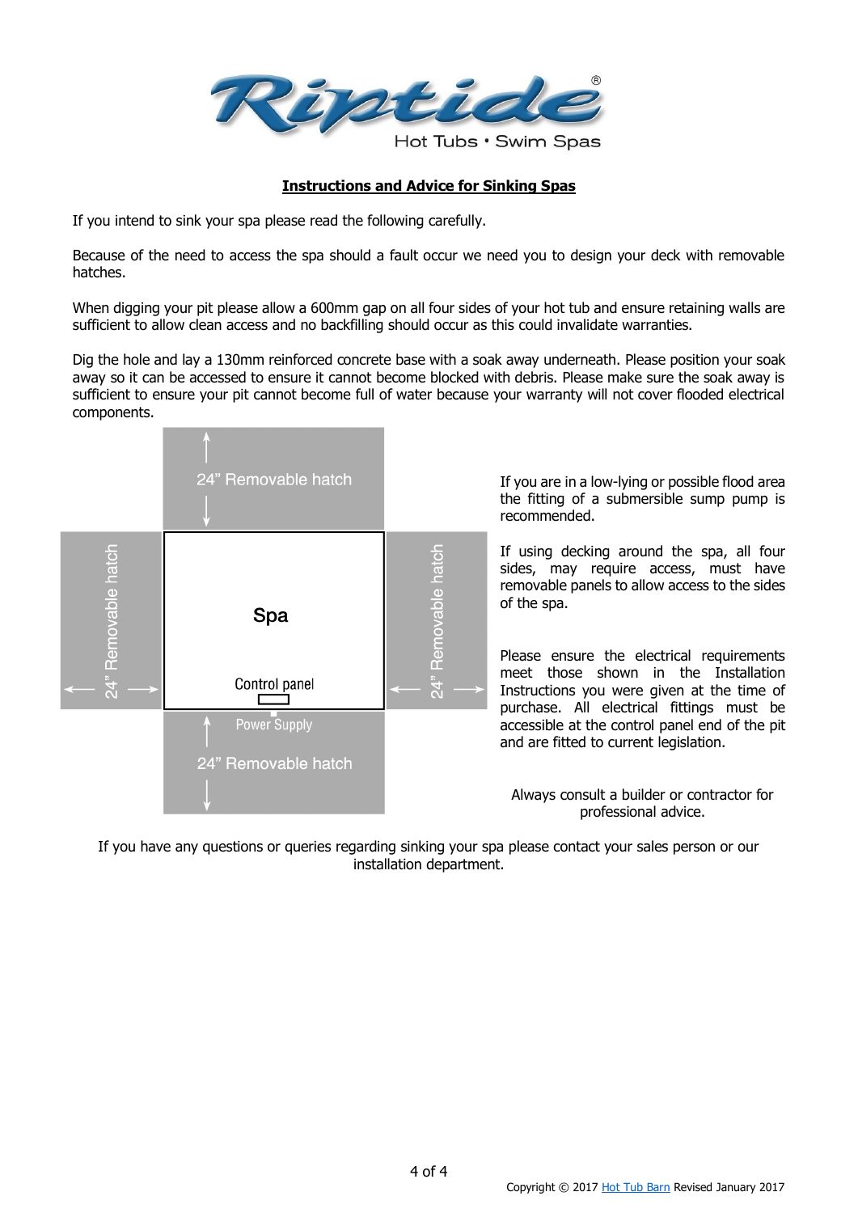# Riptide®

Hot Tubs • Swim Spas

## Instructions and Advice for Sinking Spas

If you intend to sink your spa please read the following carefully.

Because of the need to access the spa should a fault occur we need you to design your deck with removable hatches.

When digging your pit please allow a 600mm gap on all four sides of your hot tub and ensure retaining walls are sufficient to allow clean access and no backfilling should occur as this could invalidate warranties.

Dig the hole and lay a 130mm reinforced concrete base with a soak away underneath. Please position your soak away so it can be accessed to ensure it cannot become blocked with debris. Please make sure the soak away is sufficient to ensure your pit cannot become full of water because your warranty will not cover flooded electrical components.

24" Removable hatch

24" Removable hatch

Spa

Control panel

24" Removable hatch

Power Supply

24" Removable hatch

If you are in a low-lying or possible flood area the fitting of a submersible sump pump is recommended.

If using decking around the spa, all four sides, may require access, must have removable panels to allow access to the sides of the spa.

Please ensure the electrical requirements meet those shown in the Installation Instructions you were given at the time of purchase. All electrical fittings must be accessible at the control panel end of the pit and are fitted to current legislation.

Always consult a builder or contractor for professional advice.

If you have any questions or queries regarding sinking your spa please contact your sales person or our installation department.

Copyright © 2017 Hot Tub Barn Revised January 2017